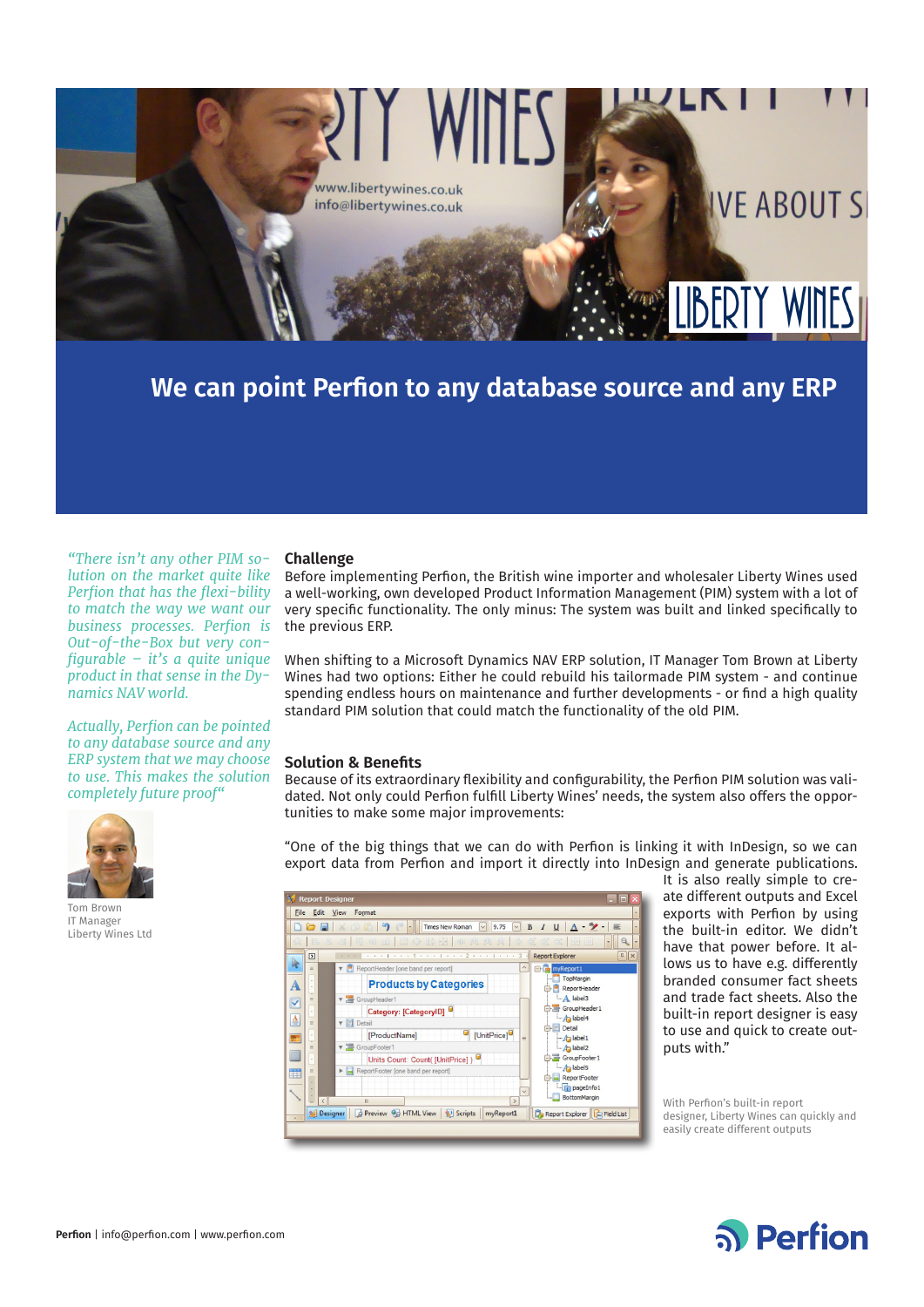# We can point Perfion to any database source and any ERP

*"There isn't any other PIM solution on the market quite like Perfion that has the flexibility to match the way we want our business processes. Perfion is Out-of-the-Box but very configurable – it's a quite unique product in that sense in the Dynamics NAV world.*

*Actually, Perfion can be pointed to any database source and any ERP system that we may choose to use. This makes the solution completely future proof"*

Tom Brown
IT Manager
Liberty Wines Ltd

## Challenge

Before implementing Perfion, the British wine importer and wholesaler Liberty Wines used a well-working, own developed Product Information Management (PIM) system with a lot of very specific functionality. The only minus: The system was built and linked specifically to the previous ERP.

When shifting to a Microsoft Dynamics NAV ERP solution, IT Manager Tom Brown at Liberty Wines had two options: Either he could rebuild his tailormade PIM system - and continue spending endless hours on maintenance and further developments - or find a high quality standard PIM solution that could match the functionality of the old PIM.

## Solution & Benefits

Because of its extraordinary flexibility and configurability, the Perfion PIM solution was validated. Not only could Perfion fulfill Liberty Wines' needs, the system also offers the opportunities to make some major improvements:

"One of the big things that we can do with Perfion is linking it with InDesign, so we can export data from Perfion and import it directly into InDesign and generate publications. It is also really simple to create different outputs and Excel exports with Perfion by using the built-in editor. We didn't have that power before. It allows us to have e.g. differently branded consumer fact sheets and trade fact sheets. Also the built-in report designer is easy to use and quick to create outputs with."

With Perfion's built-in report designer, Liberty Wines can quickly and easily create different outputs

**Perfion** | info@perfion.com | www.perfion.com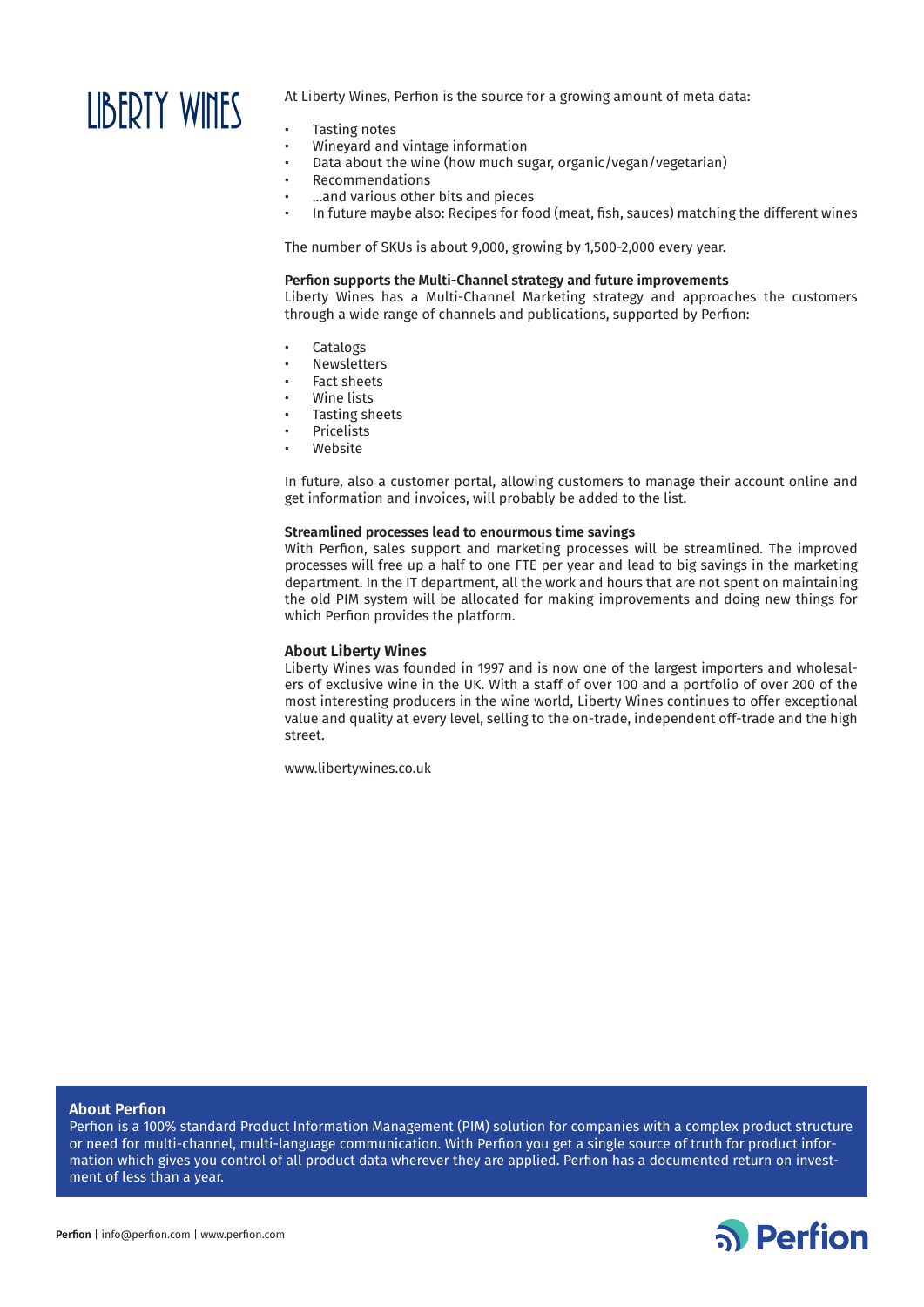LIBERTY WINES

At Liberty Wines, Perfion is the source for a growing amount of meta data:

- Tasting notes
- Wineyard and vintage information
- Data about the wine (how much sugar, organic/vegan/vegetarian)
- Recommendations
- ...and various other bits and pieces
- In future maybe also: Recipes for food (meat, fish, sauces) matching the different wines

The number of SKUs is about 9,000, growing by 1,500-2,000 every year.

**Perfion supports the Multi-Channel strategy and future improvements**
Liberty Wines has a Multi-Channel Marketing strategy and approaches the customers through a wide range of channels and publications, supported by Perfion:

- Catalogs
- Newsletters
- Fact sheets
- Wine lists
- Tasting sheets
- Pricelists
- Website

In future, also a customer portal, allowing customers to manage their account online and get information and invoices, will probably be added to the list.

**Streamlined processes lead to enourmous time savings**
With Perfion, sales support and marketing processes will be streamlined. The improved processes will free up a half to one FTE per year and lead to big savings in the marketing department. In the IT department, all the work and hours that are not spent on maintaining the old PIM system will be allocated for making improvements and doing new things for which Perfion provides the platform.

## About Liberty Wines

Liberty Wines was founded in 1997 and is now one of the largest importers and wholesalers of exclusive wine in the UK. With a staff of over 100 and a portfolio of over 200 of the most interesting producers in the wine world, Liberty Wines continues to offer exceptional value and quality at every level, selling to the on-trade, independent off-trade and the high street.

www.libertywines.co.uk

## About Perfion

Perfion is a 100% standard Product Information Management (PIM) solution for companies with a complex product structure or need for multi-channel, multi-language communication. With Perfion you get a single source of truth for product information which gives you control of all product data wherever they are applied. Perfion has a documented return on investment of less than a year.

**Perfion** | info@perfion.com | www.perfion.com

Perfion